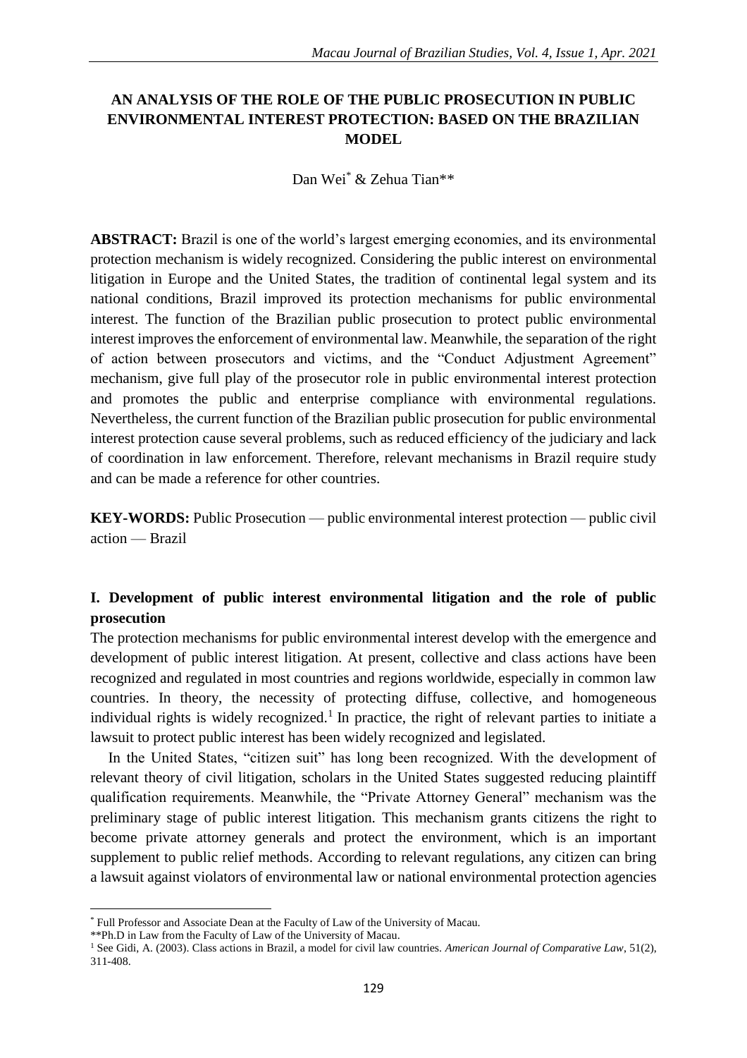# AN ANALYSIS OF THE ROLE OF THE PUBLIC PROSECUTION IN PUBLIC ENVIRONMENTAL INTEREST PROTECTION: BASED ON THE BRAZILIAN MODEL

Dan Wei* & Zehua Tian**

**ABSTRACT:** Brazil is one of the world's largest emerging economies, and its environmental protection mechanism is widely recognized. Considering the public interest on environmental litigation in Europe and the United States, the tradition of continental legal system and its national conditions, Brazil improved its protection mechanisms for public environmental interest. The function of the Brazilian public prosecution to protect public environmental interest improves the enforcement of environmental law. Meanwhile, the separation of the right of action between prosecutors and victims, and the "Conduct Adjustment Agreement" mechanism, give full play of the prosecutor role in public environmental interest protection and promotes the public and enterprise compliance with environmental regulations. Nevertheless, the current function of the Brazilian public prosecution for public environmental interest protection cause several problems, such as reduced efficiency of the judiciary and lack of coordination in law enforcement. Therefore, relevant mechanisms in Brazil require study and can be made a reference for other countries.

**KEY-WORDS:** Public Prosecution — public environmental interest protection — public civil action — Brazil

## I. Development of public interest environmental litigation and the role of public prosecution

The protection mechanisms for public environmental interest develop with the emergence and development of public interest litigation. At present, collective and class actions have been recognized and regulated in most countries and regions worldwide, especially in common law countries. In theory, the necessity of protecting diffuse, collective, and homogeneous individual rights is widely recognized.[1] In practice, the right of relevant parties to initiate a lawsuit to protect public interest has been widely recognized and legislated.

In the United States, "citizen suit" has long been recognized. With the development of relevant theory of civil litigation, scholars in the United States suggested reducing plaintiff qualification requirements. Meanwhile, the "Private Attorney General" mechanism was the preliminary stage of public interest litigation. This mechanism grants citizens the right to become private attorney generals and protect the environment, which is an important supplement to public relief methods. According to relevant regulations, any citizen can bring a lawsuit against violators of environmental law or national environmental protection agencies

---

* Full Professor and Associate Dean at the Faculty of Law of the University of Macau.

**Ph.D in Law from the Faculty of Law of the University of Macau.

[1] See Gidi, A. (2003). Class actions in Brazil, a model for civil law countries. *American Journal of Comparative Law*, 51(2), 311-408.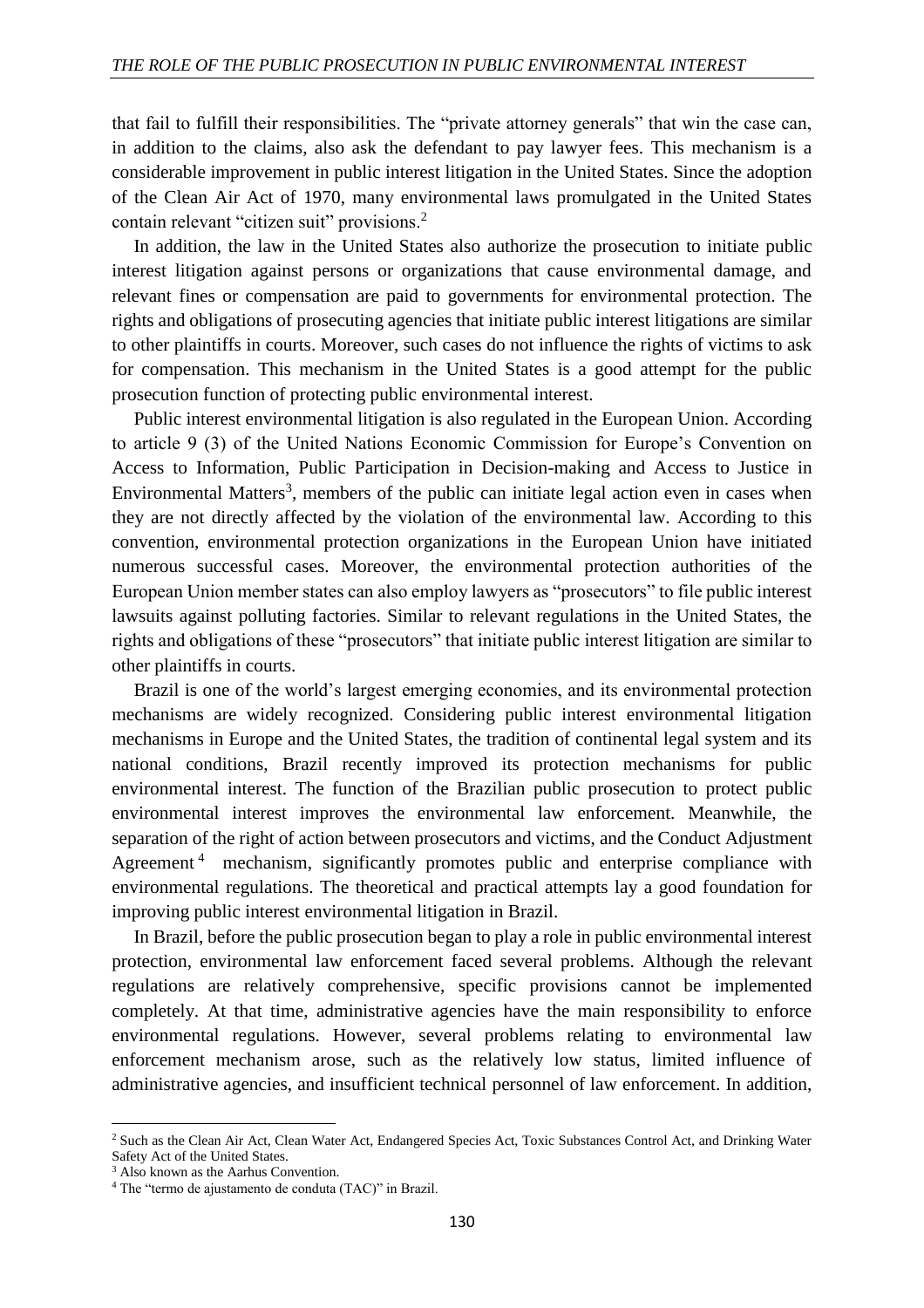that fail to fulfill their responsibilities. The "private attorney generals" that win the case can, in addition to the claims, also ask the defendant to pay lawyer fees. This mechanism is a considerable improvement in public interest litigation in the United States. Since the adoption of the Clean Air Act of 1970, many environmental laws promulgated in the United States contain relevant "citizen suit" provisions.[2]

In addition, the law in the United States also authorize the prosecution to initiate public interest litigation against persons or organizations that cause environmental damage, and relevant fines or compensation are paid to governments for environmental protection. The rights and obligations of prosecuting agencies that initiate public interest litigations are similar to other plaintiffs in courts. Moreover, such cases do not influence the rights of victims to ask for compensation. This mechanism in the United States is a good attempt for the public prosecution function of protecting public environmental interest.

Public interest environmental litigation is also regulated in the European Union. According to article 9 (3) of the United Nations Economic Commission for Europe's Convention on Access to Information, Public Participation in Decision-making and Access to Justice in Environmental Matters[3], members of the public can initiate legal action even in cases when they are not directly affected by the violation of the environmental law. According to this convention, environmental protection organizations in the European Union have initiated numerous successful cases. Moreover, the environmental protection authorities of the European Union member states can also employ lawyers as "prosecutors" to file public interest lawsuits against polluting factories. Similar to relevant regulations in the United States, the rights and obligations of these "prosecutors" that initiate public interest litigation are similar to other plaintiffs in courts.

Brazil is one of the world's largest emerging economies, and its environmental protection mechanisms are widely recognized. Considering public interest environmental litigation mechanisms in Europe and the United States, the tradition of continental legal system and its national conditions, Brazil recently improved its protection mechanisms for public environmental interest. The function of the Brazilian public prosecution to protect public environmental interest improves the environmental law enforcement. Meanwhile, the separation of the right of action between prosecutors and victims, and the Conduct Adjustment Agreement[4] mechanism, significantly promotes public and enterprise compliance with environmental regulations. The theoretical and practical attempts lay a good foundation for improving public interest environmental litigation in Brazil.

In Brazil, before the public prosecution began to play a role in public environmental interest protection, environmental law enforcement faced several problems. Although the relevant regulations are relatively comprehensive, specific provisions cannot be implemented completely. At that time, administrative agencies have the main responsibility to enforce environmental regulations. However, several problems relating to environmental law enforcement mechanism arose, such as the relatively low status, limited influence of administrative agencies, and insufficient technical personnel of law enforcement. In addition,

---

[2] Such as the Clean Air Act, Clean Water Act, Endangered Species Act, Toxic Substances Control Act, and Drinking Water Safety Act of the United States.

[3] Also known as the Aarhus Convention.

[4] The "termo de ajustamento de conduta (TAC)" in Brazil.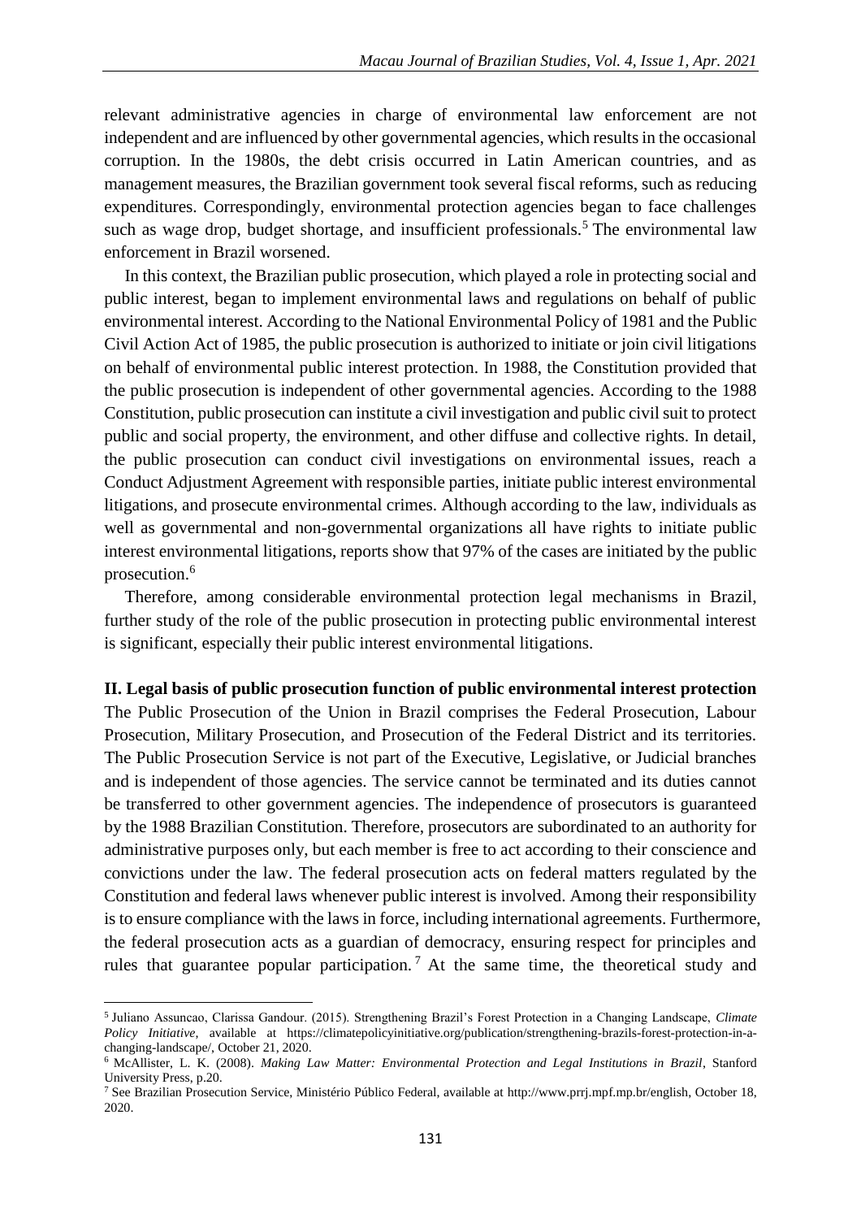relevant administrative agencies in charge of environmental law enforcement are not independent and are influenced by other governmental agencies, which results in the occasional corruption. In the 1980s, the debt crisis occurred in Latin American countries, and as management measures, the Brazilian government took several fiscal reforms, such as reducing expenditures. Correspondingly, environmental protection agencies began to face challenges such as wage drop, budget shortage, and insufficient professionals.[5] The environmental law enforcement in Brazil worsened.

In this context, the Brazilian public prosecution, which played a role in protecting social and public interest, began to implement environmental laws and regulations on behalf of public environmental interest. According to the National Environmental Policy of 1981 and the Public Civil Action Act of 1985, the public prosecution is authorized to initiate or join civil litigations on behalf of environmental public interest protection. In 1988, the Constitution provided that the public prosecution is independent of other governmental agencies. According to the 1988 Constitution, public prosecution can institute a civil investigation and public civil suit to protect public and social property, the environment, and other diffuse and collective rights. In detail, the public prosecution can conduct civil investigations on environmental issues, reach a Conduct Adjustment Agreement with responsible parties, initiate public interest environmental litigations, and prosecute environmental crimes. Although according to the law, individuals as well as governmental and non-governmental organizations all have rights to initiate public interest environmental litigations, reports show that 97% of the cases are initiated by the public prosecution.[6]

Therefore, among considerable environmental protection legal mechanisms in Brazil, further study of the role of the public prosecution in protecting public environmental interest is significant, especially their public interest environmental litigations.

## II. Legal basis of public prosecution function of public environmental interest protection

The Public Prosecution of the Union in Brazil comprises the Federal Prosecution, Labour Prosecution, Military Prosecution, and Prosecution of the Federal District and its territories. The Public Prosecution Service is not part of the Executive, Legislative, or Judicial branches and is independent of those agencies. The service cannot be terminated and its duties cannot be transferred to other government agencies. The independence of prosecutors is guaranteed by the 1988 Brazilian Constitution. Therefore, prosecutors are subordinated to an authority for administrative purposes only, but each member is free to act according to their conscience and convictions under the law. The federal prosecution acts on federal matters regulated by the Constitution and federal laws whenever public interest is involved. Among their responsibility is to ensure compliance with the laws in force, including international agreements. Furthermore, the federal prosecution acts as a guardian of democracy, ensuring respect for principles and rules that guarantee popular participation.[7] At the same time, the theoretical study and

---

[5] Juliano Assuncao, Clarissa Gandour. (2015). Strengthening Brazil's Forest Protection in a Changing Landscape, *Climate Policy Initiative*, available at https://climatepolicyinitiative.org/publication/strengthening-brazils-forest-protection-in-a-changing-landscape/, October 21, 2020.

[6] McAllister, L. K. (2008). *Making Law Matter: Environmental Protection and Legal Institutions in Brazil*, Stanford University Press, p.20.

[7] See Brazilian Prosecution Service, Ministério Público Federal, available at http://www.prrj.mpf.mp.br/english, October 18, 2020.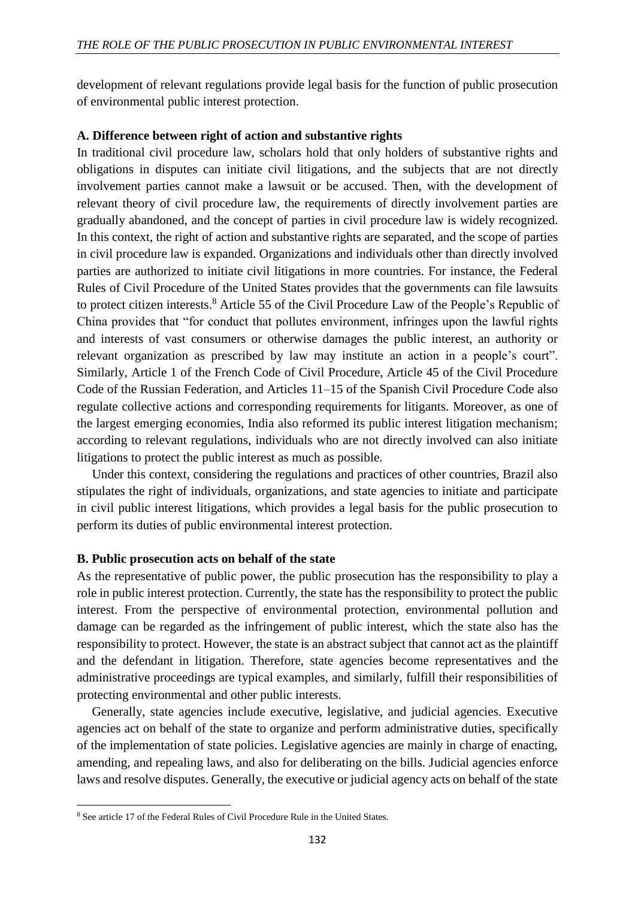development of relevant regulations provide legal basis for the function of public prosecution of environmental public interest protection.

### A. Difference between right of action and substantive rights

In traditional civil procedure law, scholars hold that only holders of substantive rights and obligations in disputes can initiate civil litigations, and the subjects that are not directly involvement parties cannot make a lawsuit or be accused. Then, with the development of relevant theory of civil procedure law, the requirements of directly involvement parties are gradually abandoned, and the concept of parties in civil procedure law is widely recognized. In this context, the right of action and substantive rights are separated, and the scope of parties in civil procedure law is expanded. Organizations and individuals other than directly involved parties are authorized to initiate civil litigations in more countries. For instance, the Federal Rules of Civil Procedure of the United States provides that the governments can file lawsuits to protect citizen interests.[8] Article 55 of the Civil Procedure Law of the People's Republic of China provides that "for conduct that pollutes environment, infringes upon the lawful rights and interests of vast consumers or otherwise damages the public interest, an authority or relevant organization as prescribed by law may institute an action in a people's court". Similarly, Article 1 of the French Code of Civil Procedure, Article 45 of the Civil Procedure Code of the Russian Federation, and Articles 11–15 of the Spanish Civil Procedure Code also regulate collective actions and corresponding requirements for litigants. Moreover, as one of the largest emerging economies, India also reformed its public interest litigation mechanism; according to relevant regulations, individuals who are not directly involved can also initiate litigations to protect the public interest as much as possible.

Under this context, considering the regulations and practices of other countries, Brazil also stipulates the right of individuals, organizations, and state agencies to initiate and participate in civil public interest litigations, which provides a legal basis for the public prosecution to perform its duties of public environmental interest protection.

### B. Public prosecution acts on behalf of the state

As the representative of public power, the public prosecution has the responsibility to play a role in public interest protection. Currently, the state has the responsibility to protect the public interest. From the perspective of environmental protection, environmental pollution and damage can be regarded as the infringement of public interest, which the state also has the responsibility to protect. However, the state is an abstract subject that cannot act as the plaintiff and the defendant in litigation. Therefore, state agencies become representatives and the administrative proceedings are typical examples, and similarly, fulfill their responsibilities of protecting environmental and other public interests.

Generally, state agencies include executive, legislative, and judicial agencies. Executive agencies act on behalf of the state to organize and perform administrative duties, specifically of the implementation of state policies. Legislative agencies are mainly in charge of enacting, amending, and repealing laws, and also for deliberating on the bills. Judicial agencies enforce laws and resolve disputes. Generally, the executive or judicial agency acts on behalf of the state

---

[8] See article 17 of the Federal Rules of Civil Procedure Rule in the United States.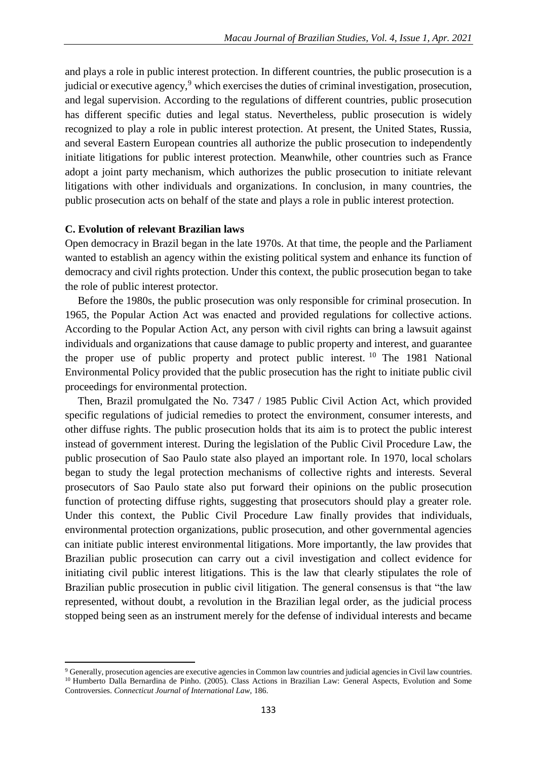and plays a role in public interest protection. In different countries, the public prosecution is a judicial or executive agency,[9] which exercises the duties of criminal investigation, prosecution, and legal supervision. According to the regulations of different countries, public prosecution has different specific duties and legal status. Nevertheless, public prosecution is widely recognized to play a role in public interest protection. At present, the United States, Russia, and several Eastern European countries all authorize the public prosecution to independently initiate litigations for public interest protection. Meanwhile, other countries such as France adopt a joint party mechanism, which authorizes the public prosecution to initiate relevant litigations with other individuals and organizations. In conclusion, in many countries, the public prosecution acts on behalf of the state and plays a role in public interest protection.

**C. Evolution of relevant Brazilian laws**

Open democracy in Brazil began in the late 1970s. At that time, the people and the Parliament wanted to establish an agency within the existing political system and enhance its function of democracy and civil rights protection. Under this context, the public prosecution began to take the role of public interest protector.

Before the 1980s, the public prosecution was only responsible for criminal prosecution. In 1965, the Popular Action Act was enacted and provided regulations for collective actions. According to the Popular Action Act, any person with civil rights can bring a lawsuit against individuals and organizations that cause damage to public property and interest, and guarantee the proper use of public property and protect public interest.[10] The 1981 National Environmental Policy provided that the public prosecution has the right to initiate public civil proceedings for environmental protection.

Then, Brazil promulgated the No. 7347 / 1985 Public Civil Action Act, which provided specific regulations of judicial remedies to protect the environment, consumer interests, and other diffuse rights. The public prosecution holds that its aim is to protect the public interest instead of government interest. During the legislation of the Public Civil Procedure Law, the public prosecution of Sao Paulo state also played an important role. In 1970, local scholars began to study the legal protection mechanisms of collective rights and interests. Several prosecutors of Sao Paulo state also put forward their opinions on the public prosecution function of protecting diffuse rights, suggesting that prosecutors should play a greater role. Under this context, the Public Civil Procedure Law finally provides that individuals, environmental protection organizations, public prosecution, and other governmental agencies can initiate public interest environmental litigations. More importantly, the law provides that Brazilian public prosecution can carry out a civil investigation and collect evidence for initiating civil public interest litigations. This is the law that clearly stipulates the role of Brazilian public prosecution in public civil litigation. The general consensus is that "the law represented, without doubt, a revolution in the Brazilian legal order, as the judicial process stopped being seen as an instrument merely for the defense of individual interests and became

---

[9] Generally, prosecution agencies are executive agencies in Common law countries and judicial agencies in Civil law countries.

[10] Humberto Dalla Bernardina de Pinho. (2005). Class Actions in Brazilian Law: General Aspects, Evolution and Some Controversies. *Connecticut Journal of International Law*, 186.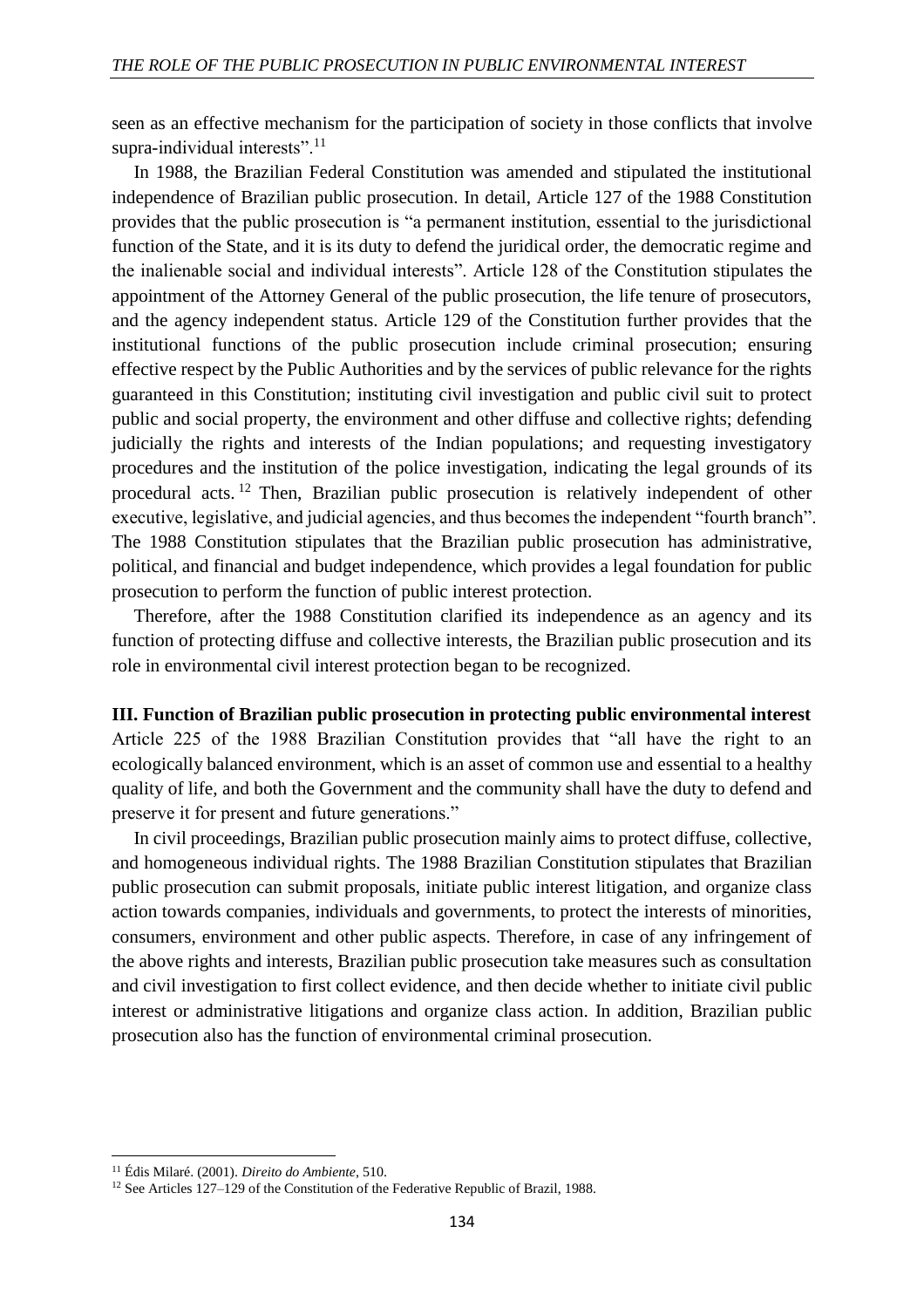seen as an effective mechanism for the participation of society in those conflicts that involve supra-individual interests".[11]

In 1988, the Brazilian Federal Constitution was amended and stipulated the institutional independence of Brazilian public prosecution. In detail, Article 127 of the 1988 Constitution provides that the public prosecution is "a permanent institution, essential to the jurisdictional function of the State, and it is its duty to defend the juridical order, the democratic regime and the inalienable social and individual interests". Article 128 of the Constitution stipulates the appointment of the Attorney General of the public prosecution, the life tenure of prosecutors, and the agency independent status. Article 129 of the Constitution further provides that the institutional functions of the public prosecution include criminal prosecution; ensuring effective respect by the Public Authorities and by the services of public relevance for the rights guaranteed in this Constitution; instituting civil investigation and public civil suit to protect public and social property, the environment and other diffuse and collective rights; defending judicially the rights and interests of the Indian populations; and requesting investigatory procedures and the institution of the police investigation, indicating the legal grounds of its procedural acts.[12] Then, Brazilian public prosecution is relatively independent of other executive, legislative, and judicial agencies, and thus becomes the independent "fourth branch". The 1988 Constitution stipulates that the Brazilian public prosecution has administrative, political, and financial and budget independence, which provides a legal foundation for public prosecution to perform the function of public interest protection.

Therefore, after the 1988 Constitution clarified its independence as an agency and its function of protecting diffuse and collective interests, the Brazilian public prosecution and its role in environmental civil interest protection began to be recognized.

## III. Function of Brazilian public prosecution in protecting public environmental interest

Article 225 of the 1988 Brazilian Constitution provides that "all have the right to an ecologically balanced environment, which is an asset of common use and essential to a healthy quality of life, and both the Government and the community shall have the duty to defend and preserve it for present and future generations."

In civil proceedings, Brazilian public prosecution mainly aims to protect diffuse, collective, and homogeneous individual rights. The 1988 Brazilian Constitution stipulates that Brazilian public prosecution can submit proposals, initiate public interest litigation, and organize class action towards companies, individuals and governments, to protect the interests of minorities, consumers, environment and other public aspects. Therefore, in case of any infringement of the above rights and interests, Brazilian public prosecution take measures such as consultation and civil investigation to first collect evidence, and then decide whether to initiate civil public interest or administrative litigations and organize class action. In addition, Brazilian public prosecution also has the function of environmental criminal prosecution.

---

[11] Édis Milaré. (2001). *Direito do Ambiente*, 510.

[12] See Articles 127–129 of the Constitution of the Federative Republic of Brazil, 1988.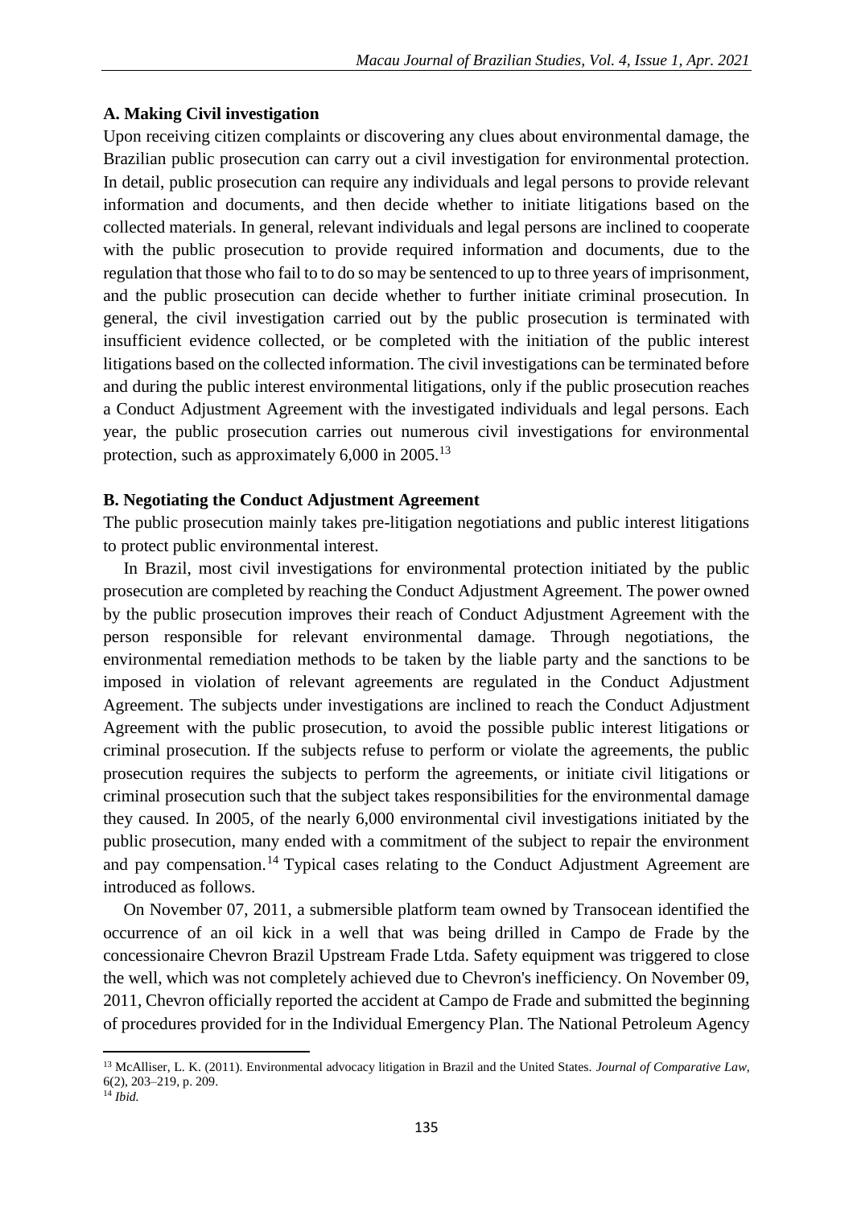**A. Making Civil investigation**

Upon receiving citizen complaints or discovering any clues about environmental damage, the Brazilian public prosecution can carry out a civil investigation for environmental protection. In detail, public prosecution can require any individuals and legal persons to provide relevant information and documents, and then decide whether to initiate litigations based on the collected materials. In general, relevant individuals and legal persons are inclined to cooperate with the public prosecution to provide required information and documents, due to the regulation that those who fail to to do so may be sentenced to up to three years of imprisonment, and the public prosecution can decide whether to further initiate criminal prosecution. In general, the civil investigation carried out by the public prosecution is terminated with insufficient evidence collected, or be completed with the initiation of the public interest litigations based on the collected information. The civil investigations can be terminated before and during the public interest environmental litigations, only if the public prosecution reaches a Conduct Adjustment Agreement with the investigated individuals and legal persons. Each year, the public prosecution carries out numerous civil investigations for environmental protection, such as approximately 6,000 in 2005.[13]

**B. Negotiating the Conduct Adjustment Agreement**

The public prosecution mainly takes pre-litigation negotiations and public interest litigations to protect public environmental interest.

In Brazil, most civil investigations for environmental protection initiated by the public prosecution are completed by reaching the Conduct Adjustment Agreement. The power owned by the public prosecution improves their reach of Conduct Adjustment Agreement with the person responsible for relevant environmental damage. Through negotiations, the environmental remediation methods to be taken by the liable party and the sanctions to be imposed in violation of relevant agreements are regulated in the Conduct Adjustment Agreement. The subjects under investigations are inclined to reach the Conduct Adjustment Agreement with the public prosecution, to avoid the possible public interest litigations or criminal prosecution. If the subjects refuse to perform or violate the agreements, the public prosecution requires the subjects to perform the agreements, or initiate civil litigations or criminal prosecution such that the subject takes responsibilities for the environmental damage they caused. In 2005, of the nearly 6,000 environmental civil investigations initiated by the public prosecution, many ended with a commitment of the subject to repair the environment and pay compensation.[14] Typical cases relating to the Conduct Adjustment Agreement are introduced as follows.

On November 07, 2011, a submersible platform team owned by Transocean identified the occurrence of an oil kick in a well that was being drilled in Campo de Frade by the concessionaire Chevron Brazil Upstream Frade Ltda. Safety equipment was triggered to close the well, which was not completely achieved due to Chevron's inefficiency. On November 09, 2011, Chevron officially reported the accident at Campo de Frade and submitted the beginning of procedures provided for in the Individual Emergency Plan. The National Petroleum Agency

---

[13] McAlliser, L. K. (2011). Environmental advocacy litigation in Brazil and the United States. *Journal of Comparative Law*, 6(2), 203–219, p. 209.

[14] *Ibid.*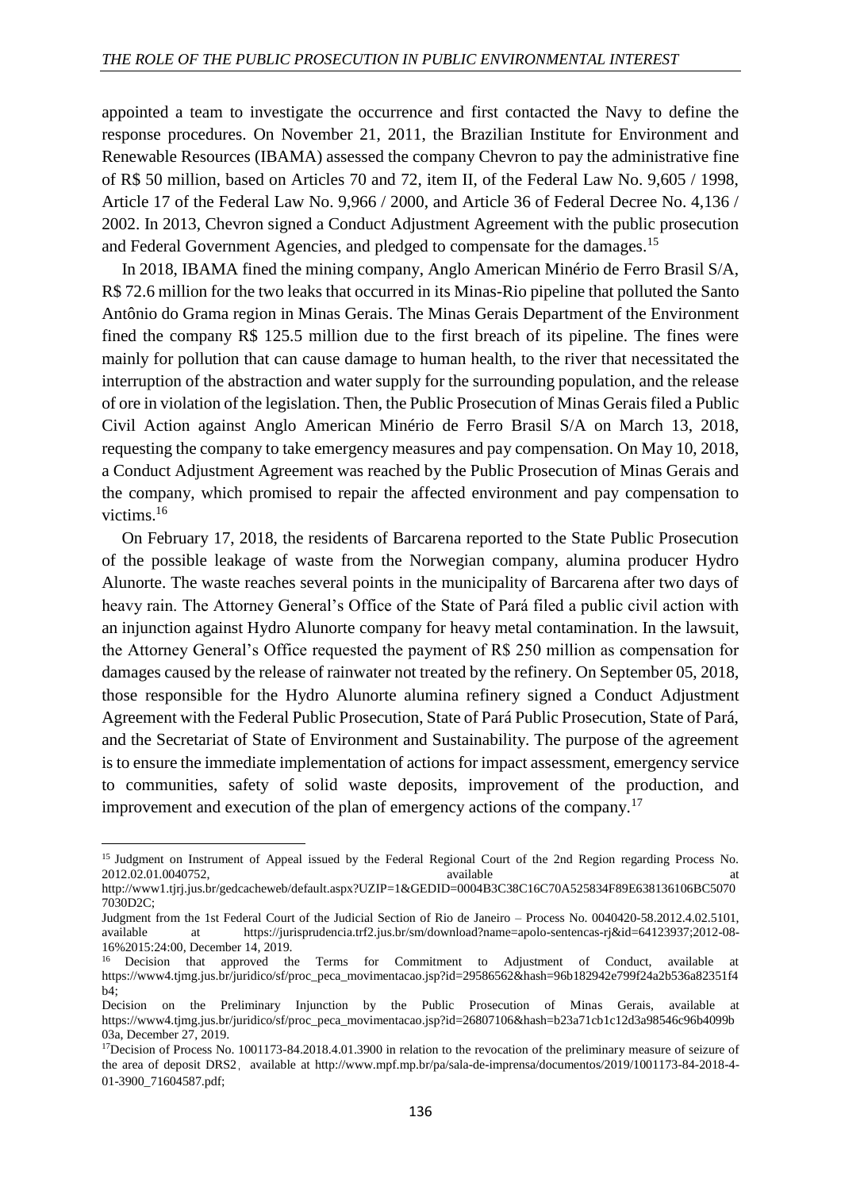appointed a team to investigate the occurrence and first contacted the Navy to define the response procedures. On November 21, 2011, the Brazilian Institute for Environment and Renewable Resources (IBAMA) assessed the company Chevron to pay the administrative fine of R$ 50 million, based on Articles 70 and 72, item II, of the Federal Law No. 9,605 / 1998, Article 17 of the Federal Law No. 9,966 / 2000, and Article 36 of Federal Decree No. 4,136 / 2002. In 2013, Chevron signed a Conduct Adjustment Agreement with the public prosecution and Federal Government Agencies, and pledged to compensate for the damages.[15]

In 2018, IBAMA fined the mining company, Anglo American Minério de Ferro Brasil S/A, R$ 72.6 million for the two leaks that occurred in its Minas-Rio pipeline that polluted the Santo Antônio do Grama region in Minas Gerais. The Minas Gerais Department of the Environment fined the company R$ 125.5 million due to the first breach of its pipeline. The fines were mainly for pollution that can cause damage to human health, to the river that necessitated the interruption of the abstraction and water supply for the surrounding population, and the release of ore in violation of the legislation. Then, the Public Prosecution of Minas Gerais filed a Public Civil Action against Anglo American Minério de Ferro Brasil S/A on March 13, 2018, requesting the company to take emergency measures and pay compensation. On May 10, 2018, a Conduct Adjustment Agreement was reached by the Public Prosecution of Minas Gerais and the company, which promised to repair the affected environment and pay compensation to victims.[16]

On February 17, 2018, the residents of Barcarena reported to the State Public Prosecution of the possible leakage of waste from the Norwegian company, alumina producer Hydro Alunorte. The waste reaches several points in the municipality of Barcarena after two days of heavy rain. The Attorney General's Office of the State of Pará filed a public civil action with an injunction against Hydro Alunorte company for heavy metal contamination. In the lawsuit, the Attorney General's Office requested the payment of R$ 250 million as compensation for damages caused by the release of rainwater not treated by the refinery. On September 05, 2018, those responsible for the Hydro Alunorte alumina refinery signed a Conduct Adjustment Agreement with the Federal Public Prosecution, State of Pará Public Prosecution, State of Pará, and the Secretariat of State of Environment and Sustainability. The purpose of the agreement is to ensure the immediate implementation of actions for impact assessment, emergency service to communities, safety of solid waste deposits, improvement of the production, and improvement and execution of the plan of emergency actions of the company.[17]

---

[15] Judgment on Instrument of Appeal issued by the Federal Regional Court of the 2nd Region regarding Process No. 2012.02.01.0040752, available at http://www1.tjrj.jus.br/gedcacheweb/default.aspx?UZIP=1&GEDID=0004B3C38C16C70A525834F89E638136106BC50707030D2C;
Judgment from the 1st Federal Court of the Judicial Section of Rio de Janeiro – Process No. 0040420-58.2012.4.02.5101, available at https://jurisprudencia.trf2.jus.br/sm/download?name=apolo-sentencas-rj&id=64123937;2012-08-16%2015:24:00, December 14, 2019.

[16] Decision that approved the Terms for Commitment to Adjustment of Conduct, available at https://www4.tjmg.jus.br/juridico/sf/proc_peca_movimentacao.jsp?id=29586562&hash=96b182942e799f24a2b536a82351f4b4;
Decision on the Preliminary Injunction by the Public Prosecution of Minas Gerais, available at https://www4.tjmg.jus.br/juridico/sf/proc_peca_movimentacao.jsp?id=26807106&hash=b23a71cb1c12d3a98546c96b4099b03a, December 27, 2019.

[17] Decision of Process No. 1001173-84.2018.4.01.3900 in relation to the revocation of the preliminary measure of seizure of the area of deposit DRS2, available at http://www.mpf.mp.br/pa/sala-de-imprensa/documentos/2019/1001173-84-2018-4-01-3900_71604587.pdf;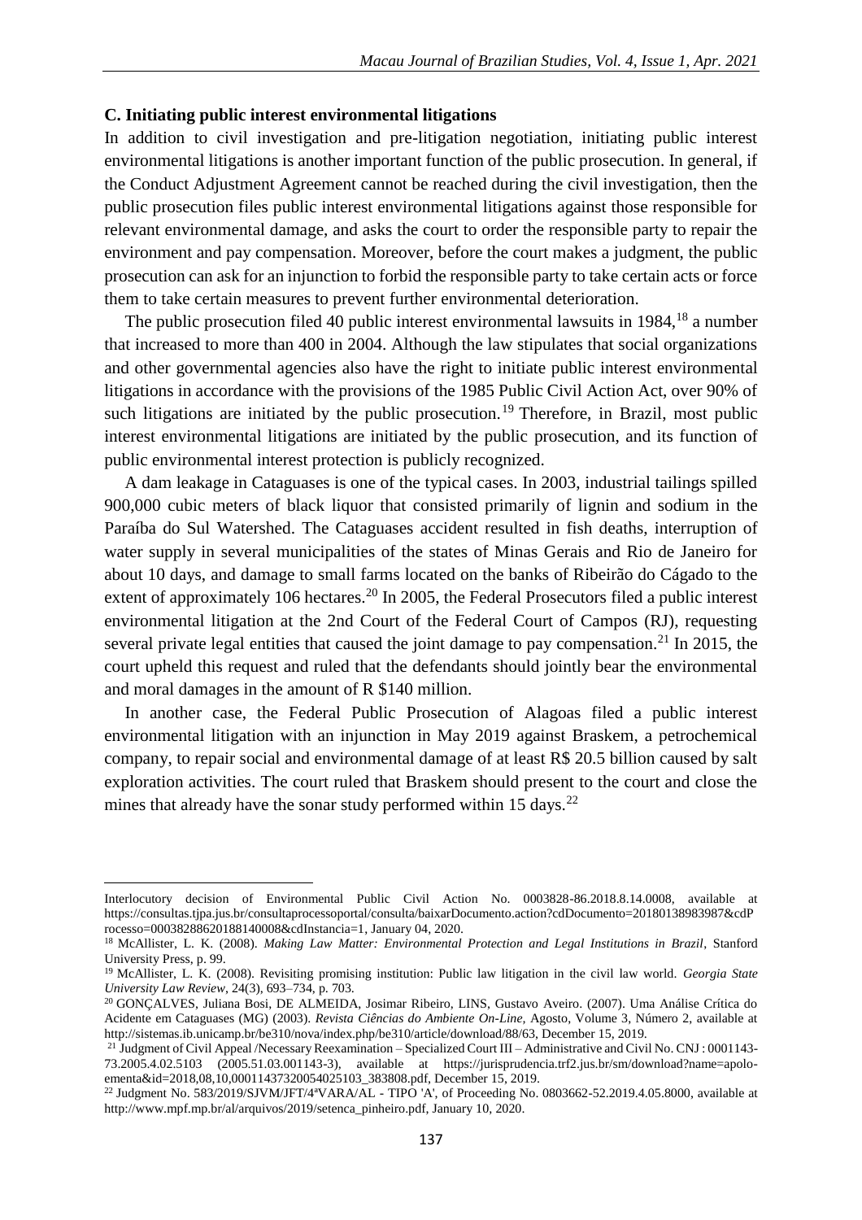### C. Initiating public interest environmental litigations

In addition to civil investigation and pre-litigation negotiation, initiating public interest environmental litigations is another important function of the public prosecution. In general, if the Conduct Adjustment Agreement cannot be reached during the civil investigation, then the public prosecution files public interest environmental litigations against those responsible for relevant environmental damage, and asks the court to order the responsible party to repair the environment and pay compensation. Moreover, before the court makes a judgment, the public prosecution can ask for an injunction to forbid the responsible party to take certain acts or force them to take certain measures to prevent further environmental deterioration.

The public prosecution filed 40 public interest environmental lawsuits in 1984,[18] a number that increased to more than 400 in 2004. Although the law stipulates that social organizations and other governmental agencies also have the right to initiate public interest environmental litigations in accordance with the provisions of the 1985 Public Civil Action Act, over 90% of such litigations are initiated by the public prosecution.[19] Therefore, in Brazil, most public interest environmental litigations are initiated by the public prosecution, and its function of public environmental interest protection is publicly recognized.

A dam leakage in Cataguases is one of the typical cases. In 2003, industrial tailings spilled 900,000 cubic meters of black liquor that consisted primarily of lignin and sodium in the Paraíba do Sul Watershed. The Cataguases accident resulted in fish deaths, interruption of water supply in several municipalities of the states of Minas Gerais and Rio de Janeiro for about 10 days, and damage to small farms located on the banks of Ribeirão do Cágado to the extent of approximately 106 hectares.[20] In 2005, the Federal Prosecutors filed a public interest environmental litigation at the 2nd Court of the Federal Court of Campos (RJ), requesting several private legal entities that caused the joint damage to pay compensation.[21] In 2015, the court upheld this request and ruled that the defendants should jointly bear the environmental and moral damages in the amount of R $140 million.

In another case, the Federal Public Prosecution of Alagoas filed a public interest environmental litigation with an injunction in May 2019 against Braskem, a petrochemical company, to repair social and environmental damage of at least R$ 20.5 billion caused by salt exploration activities. The court ruled that Braskem should present to the court and close the mines that already have the sonar study performed within 15 days.[22]

---

Interlocutory decision of Environmental Public Civil Action No. 0003828-86.2018.8.14.0008, available at https://consultas.tjpa.jus.br/consultaprocessoportal/consulta/baixarDocumento.action?cdDocumento=20180138983987&cdProcesso=00038288620188140008&cdInstancia=1, January 04, 2020.

[18] McAllister, L. K. (2008). *Making Law Matter: Environmental Protection and Legal Institutions in Brazil*, Stanford University Press, p. 99.

[19] McAllister, L. K. (2008). Revisiting promising institution: Public law litigation in the civil law world. *Georgia State University Law Review*, 24(3), 693–734, p. 703.

[20] GONÇALVES, Juliana Bosi, DE ALMEIDA, Josimar Ribeiro, LINS, Gustavo Aveiro. (2007). Uma Análise Crítica do Acidente em Cataguases (MG) (2003). *Revista Ciências do Ambiente On-Line*, Agosto, Volume 3, Número 2, available at http://sistemas.ib.unicamp.br/be310/nova/index.php/be310/article/download/88/63, December 15, 2019.

[21] Judgment of Civil Appeal /Necessary Reexamination – Specialized Court III – Administrative and Civil No. CNJ : 0001143-73.2005.4.02.5103 (2005.51.03.001143-3), available at https://jurisprudencia.trf2.jus.br/sm/download?name=apolo-ementa&id=2018,08,10,00011437320054025103_383808.pdf, December 15, 2019.

[22] Judgment No. 583/2019/SJVM/JFT/4ªVARA/AL - TIPO 'A', of Proceeding No. 0803662-52.2019.4.05.8000, available at http://www.mpf.mp.br/al/arquivos/2019/setenca_pinheiro.pdf, January 10, 2020.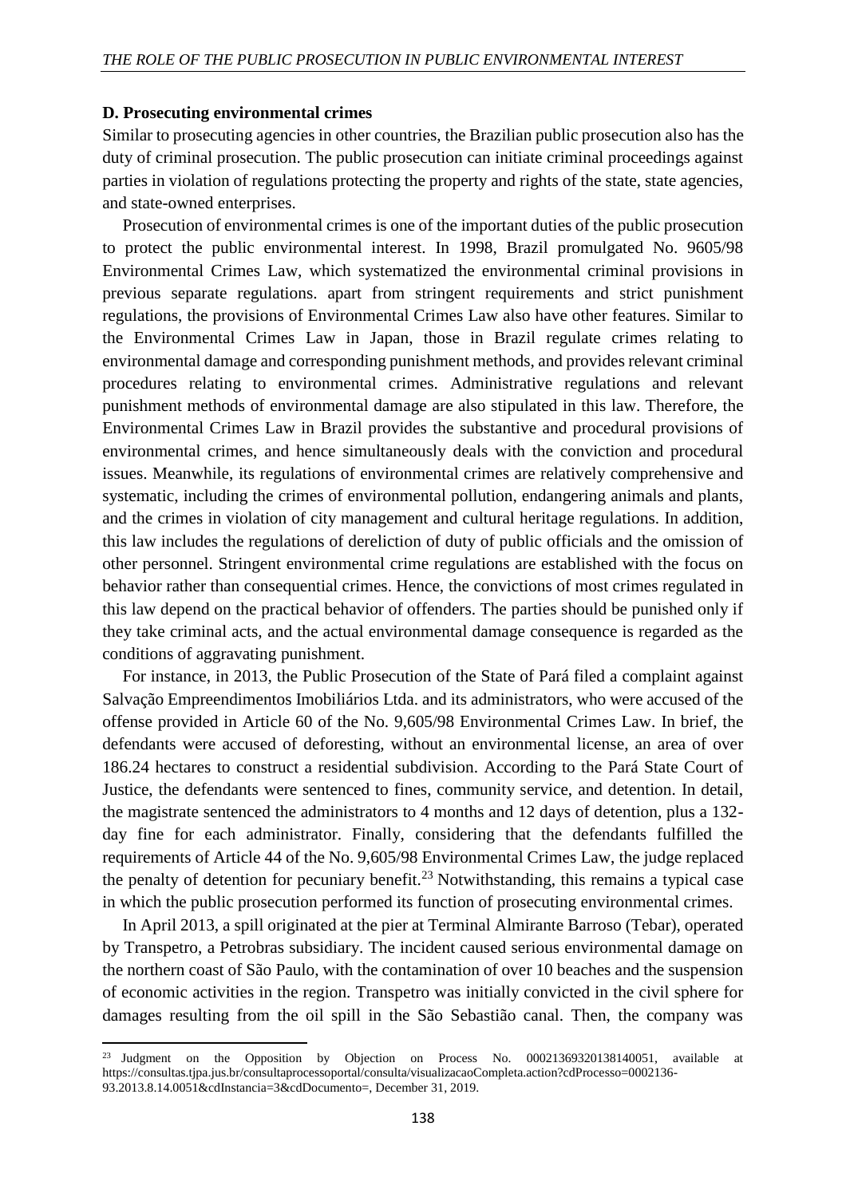### D. Prosecuting environmental crimes

Similar to prosecuting agencies in other countries, the Brazilian public prosecution also has the duty of criminal prosecution. The public prosecution can initiate criminal proceedings against parties in violation of regulations protecting the property and rights of the state, state agencies, and state-owned enterprises.

Prosecution of environmental crimes is one of the important duties of the public prosecution to protect the public environmental interest. In 1998, Brazil promulgated No. 9605/98 Environmental Crimes Law, which systematized the environmental criminal provisions in previous separate regulations. apart from stringent requirements and strict punishment regulations, the provisions of Environmental Crimes Law also have other features. Similar to the Environmental Crimes Law in Japan, those in Brazil regulate crimes relating to environmental damage and corresponding punishment methods, and provides relevant criminal procedures relating to environmental crimes. Administrative regulations and relevant punishment methods of environmental damage are also stipulated in this law. Therefore, the Environmental Crimes Law in Brazil provides the substantive and procedural provisions of environmental crimes, and hence simultaneously deals with the conviction and procedural issues. Meanwhile, its regulations of environmental crimes are relatively comprehensive and systematic, including the crimes of environmental pollution, endangering animals and plants, and the crimes in violation of city management and cultural heritage regulations. In addition, this law includes the regulations of dereliction of duty of public officials and the omission of other personnel. Stringent environmental crime regulations are established with the focus on behavior rather than consequential crimes. Hence, the convictions of most crimes regulated in this law depend on the practical behavior of offenders. The parties should be punished only if they take criminal acts, and the actual environmental damage consequence is regarded as the conditions of aggravating punishment.

For instance, in 2013, the Public Prosecution of the State of Pará filed a complaint against Salvação Empreendimentos Imobiliários Ltda. and its administrators, who were accused of the offense provided in Article 60 of the No. 9,605/98 Environmental Crimes Law. In brief, the defendants were accused of deforesting, without an environmental license, an area of over 186.24 hectares to construct a residential subdivision. According to the Pará State Court of Justice, the defendants were sentenced to fines, community service, and detention. In detail, the magistrate sentenced the administrators to 4 months and 12 days of detention, plus a 132-day fine for each administrator. Finally, considering that the defendants fulfilled the requirements of Article 44 of the No. 9,605/98 Environmental Crimes Law, the judge replaced the penalty of detention for pecuniary benefit.[23] Notwithstanding, this remains a typical case in which the public prosecution performed its function of prosecuting environmental crimes.

In April 2013, a spill originated at the pier at Terminal Almirante Barroso (Tebar), operated by Transpetro, a Petrobras subsidiary. The incident caused serious environmental damage on the northern coast of São Paulo, with the contamination of over 10 beaches and the suspension of economic activities in the region. Transpetro was initially convicted in the civil sphere for damages resulting from the oil spill in the São Sebastião canal. Then, the company was

---

[23] Judgment on the Opposition by Objection on Process No. 00021369320138140051, available at https://consultas.tjpa.jus.br/consultaprocessoportal/consulta/visualizacaoCompleta.action?cdProcesso=0002136-93.2013.8.14.0051&cdInstancia=3&cdDocumento=, December 31, 2019.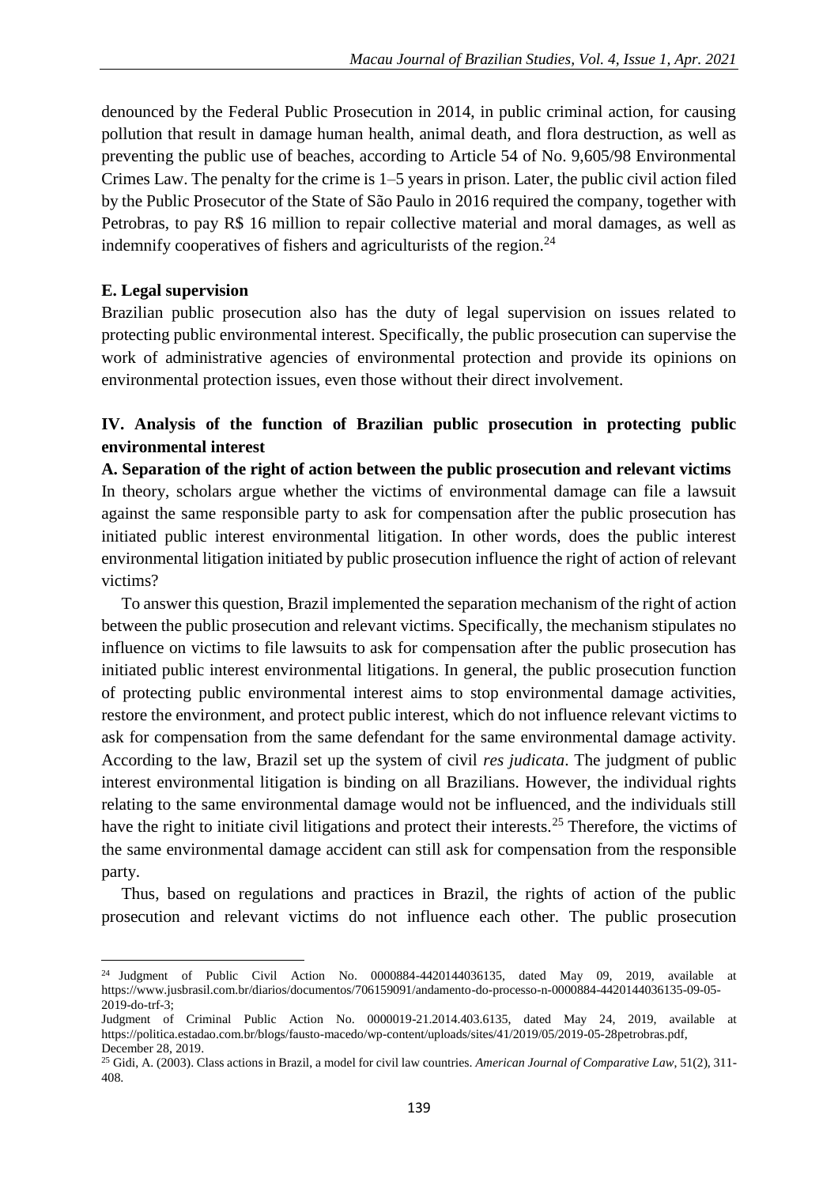denounced by the Federal Public Prosecution in 2014, in public criminal action, for causing pollution that result in damage human health, animal death, and flora destruction, as well as preventing the public use of beaches, according to Article 54 of No. 9,605/98 Environmental Crimes Law. The penalty for the crime is 1–5 years in prison. Later, the public civil action filed by the Public Prosecutor of the State of São Paulo in 2016 required the company, together with Petrobras, to pay R$ 16 million to repair collective material and moral damages, as well as indemnify cooperatives of fishers and agriculturists of the region.[24]

**E. Legal supervision**

Brazilian public prosecution also has the duty of legal supervision on issues related to protecting public environmental interest. Specifically, the public prosecution can supervise the work of administrative agencies of environmental protection and provide its opinions on environmental protection issues, even those without their direct involvement.

## IV. Analysis of the function of Brazilian public prosecution in protecting public environmental interest

**A. Separation of the right of action between the public prosecution and relevant victims**

In theory, scholars argue whether the victims of environmental damage can file a lawsuit against the same responsible party to ask for compensation after the public prosecution has initiated public interest environmental litigation. In other words, does the public interest environmental litigation initiated by public prosecution influence the right of action of relevant victims?

To answer this question, Brazil implemented the separation mechanism of the right of action between the public prosecution and relevant victims. Specifically, the mechanism stipulates no influence on victims to file lawsuits to ask for compensation after the public prosecution has initiated public interest environmental litigations. In general, the public prosecution function of protecting public environmental interest aims to stop environmental damage activities, restore the environment, and protect public interest, which do not influence relevant victims to ask for compensation from the same defendant for the same environmental damage activity. According to the law, Brazil set up the system of civil *res judicata*. The judgment of public interest environmental litigation is binding on all Brazilians. However, the individual rights relating to the same environmental damage would not be influenced, and the individuals still have the right to initiate civil litigations and protect their interests.[25] Therefore, the victims of the same environmental damage accident can still ask for compensation from the responsible party.

Thus, based on regulations and practices in Brazil, the rights of action of the public prosecution and relevant victims do not influence each other. The public prosecution

---

[24] Judgment of Public Civil Action No. 0000884-4420144036135, dated May 09, 2019, available at https://www.jusbrasil.com.br/diarios/documentos/706159091/andamento-do-processo-n-0000884-4420144036135-09-05-2019-do-trf-3;
Judgment of Criminal Public Action No. 0000019-21.2014.403.6135, dated May 24, 2019, available at https://politica.estadao.com.br/blogs/fausto-macedo/wp-content/uploads/sites/41/2019/05/2019-05-28petrobras.pdf, December 28, 2019.

[25] Gidi, A. (2003). Class actions in Brazil, a model for civil law countries. *American Journal of Comparative Law*, 51(2), 311-408.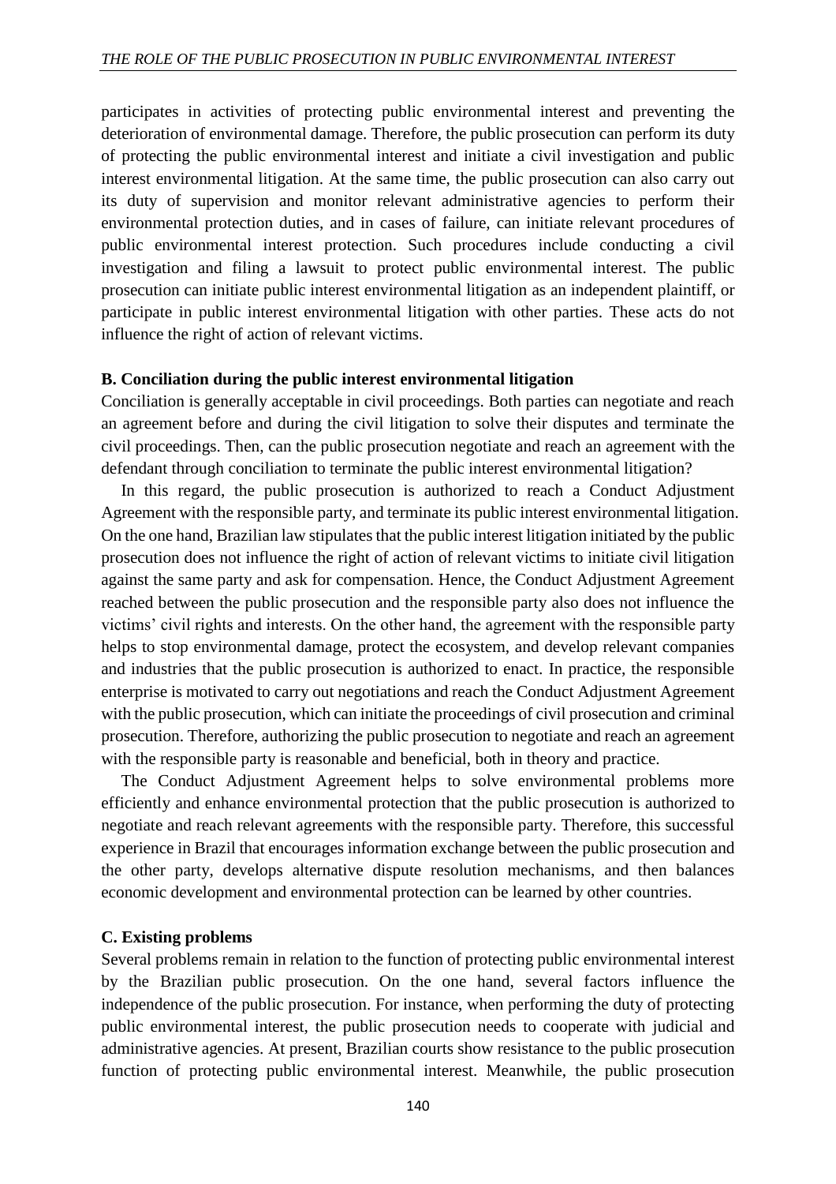participates in activities of protecting public environmental interest and preventing the deterioration of environmental damage. Therefore, the public prosecution can perform its duty of protecting the public environmental interest and initiate a civil investigation and public interest environmental litigation. At the same time, the public prosecution can also carry out its duty of supervision and monitor relevant administrative agencies to perform their environmental protection duties, and in cases of failure, can initiate relevant procedures of public environmental interest protection. Such procedures include conducting a civil investigation and filing a lawsuit to protect public environmental interest. The public prosecution can initiate public interest environmental litigation as an independent plaintiff, or participate in public interest environmental litigation with other parties. These acts do not influence the right of action of relevant victims.

**B. Conciliation during the public interest environmental litigation**

Conciliation is generally acceptable in civil proceedings. Both parties can negotiate and reach an agreement before and during the civil litigation to solve their disputes and terminate the civil proceedings. Then, can the public prosecution negotiate and reach an agreement with the defendant through conciliation to terminate the public interest environmental litigation?

In this regard, the public prosecution is authorized to reach a Conduct Adjustment Agreement with the responsible party, and terminate its public interest environmental litigation. On the one hand, Brazilian law stipulates that the public interest litigation initiated by the public prosecution does not influence the right of action of relevant victims to initiate civil litigation against the same party and ask for compensation. Hence, the Conduct Adjustment Agreement reached between the public prosecution and the responsible party also does not influence the victims' civil rights and interests. On the other hand, the agreement with the responsible party helps to stop environmental damage, protect the ecosystem, and develop relevant companies and industries that the public prosecution is authorized to enact. In practice, the responsible enterprise is motivated to carry out negotiations and reach the Conduct Adjustment Agreement with the public prosecution, which can initiate the proceedings of civil prosecution and criminal prosecution. Therefore, authorizing the public prosecution to negotiate and reach an agreement with the responsible party is reasonable and beneficial, both in theory and practice.

The Conduct Adjustment Agreement helps to solve environmental problems more efficiently and enhance environmental protection that the public prosecution is authorized to negotiate and reach relevant agreements with the responsible party. Therefore, this successful experience in Brazil that encourages information exchange between the public prosecution and the other party, develops alternative dispute resolution mechanisms, and then balances economic development and environmental protection can be learned by other countries.

**C. Existing problems**

Several problems remain in relation to the function of protecting public environmental interest by the Brazilian public prosecution. On the one hand, several factors influence the independence of the public prosecution. For instance, when performing the duty of protecting public environmental interest, the public prosecution needs to cooperate with judicial and administrative agencies. At present, Brazilian courts show resistance to the public prosecution function of protecting public environmental interest. Meanwhile, the public prosecution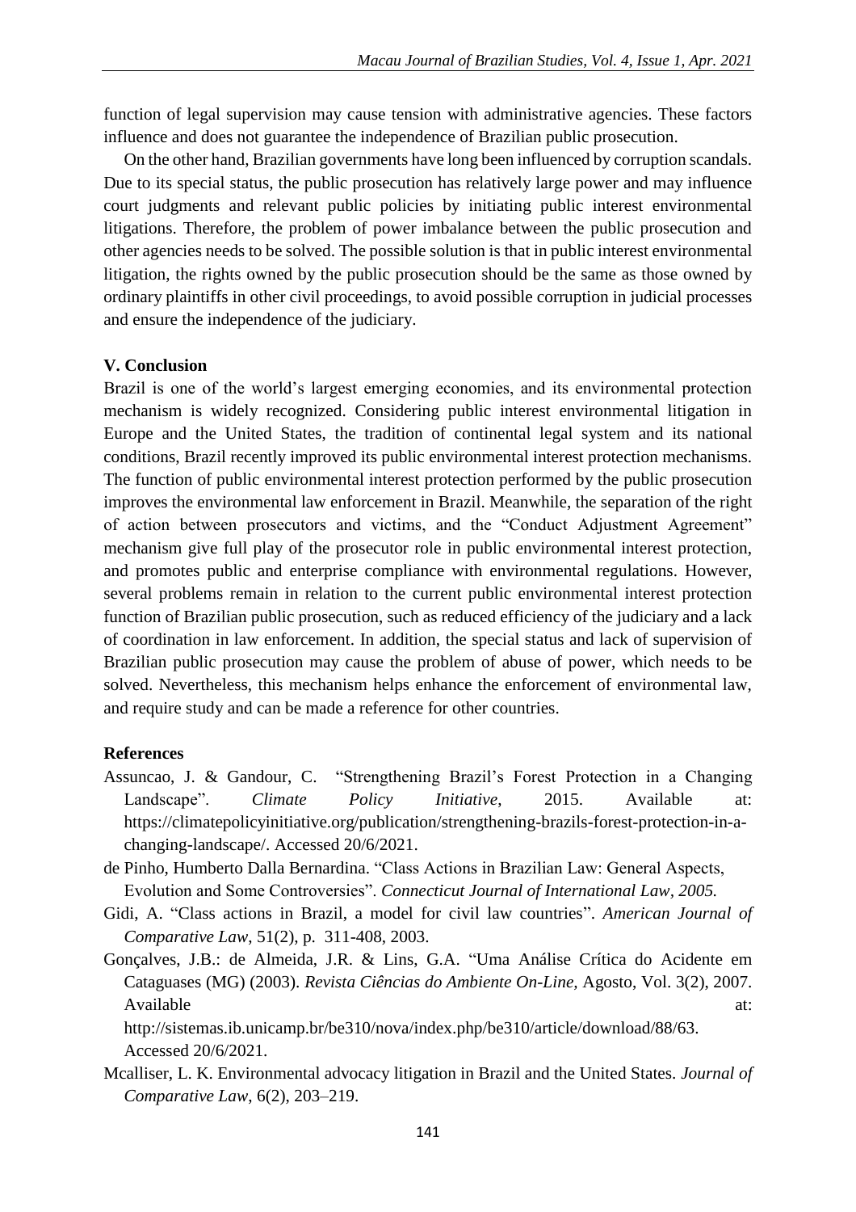function of legal supervision may cause tension with administrative agencies. These factors influence and does not guarantee the independence of Brazilian public prosecution.

On the other hand, Brazilian governments have long been influenced by corruption scandals. Due to its special status, the public prosecution has relatively large power and may influence court judgments and relevant public policies by initiating public interest environmental litigations. Therefore, the problem of power imbalance between the public prosecution and other agencies needs to be solved. The possible solution is that in public interest environmental litigation, the rights owned by the public prosecution should be the same as those owned by ordinary plaintiffs in other civil proceedings, to avoid possible corruption in judicial processes and ensure the independence of the judiciary.

**V. Conclusion**

Brazil is one of the world's largest emerging economies, and its environmental protection mechanism is widely recognized. Considering public interest environmental litigation in Europe and the United States, the tradition of continental legal system and its national conditions, Brazil recently improved its public environmental interest protection mechanisms. The function of public environmental interest protection performed by the public prosecution improves the environmental law enforcement in Brazil. Meanwhile, the separation of the right of action between prosecutors and victims, and the "Conduct Adjustment Agreement" mechanism give full play of the prosecutor role in public environmental interest protection, and promotes public and enterprise compliance with environmental regulations. However, several problems remain in relation to the current public environmental interest protection function of Brazilian public prosecution, such as reduced efficiency of the judiciary and a lack of coordination in law enforcement. In addition, the special status and lack of supervision of Brazilian public prosecution may cause the problem of abuse of power, which needs to be solved. Nevertheless, this mechanism helps enhance the enforcement of environmental law, and require study and can be made a reference for other countries.

**References**

Assuncao, J. & Gandour, C. "Strengthening Brazil's Forest Protection in a Changing Landscape". *Climate Policy Initiative*, 2015. Available at: https://climatepolicyinitiative.org/publication/strengthening-brazils-forest-protection-in-a-changing-landscape/. Accessed 20/6/2021.

de Pinho, Humberto Dalla Bernardina. "Class Actions in Brazilian Law: General Aspects, Evolution and Some Controversies". *Connecticut Journal of International Law, 2005.*

Gidi, A. "Class actions in Brazil, a model for civil law countries". *American Journal of Comparative Law*, 51(2), p. 311-408, 2003.

Gonçalves, J.B.: de Almeida, J.R. & Lins, G.A. "Uma Análise Crítica do Acidente em Cataguases (MG) (2003). *Revista Ciências do Ambiente On-Line,* Agosto, Vol. 3(2), 2007. Available at: http://sistemas.ib.unicamp.br/be310/nova/index.php/be310/article/download/88/63. Accessed 20/6/2021.

Mcalliser, L. K. Environmental advocacy litigation in Brazil and the United States. *Journal of Comparative Law*, 6(2), 203–219.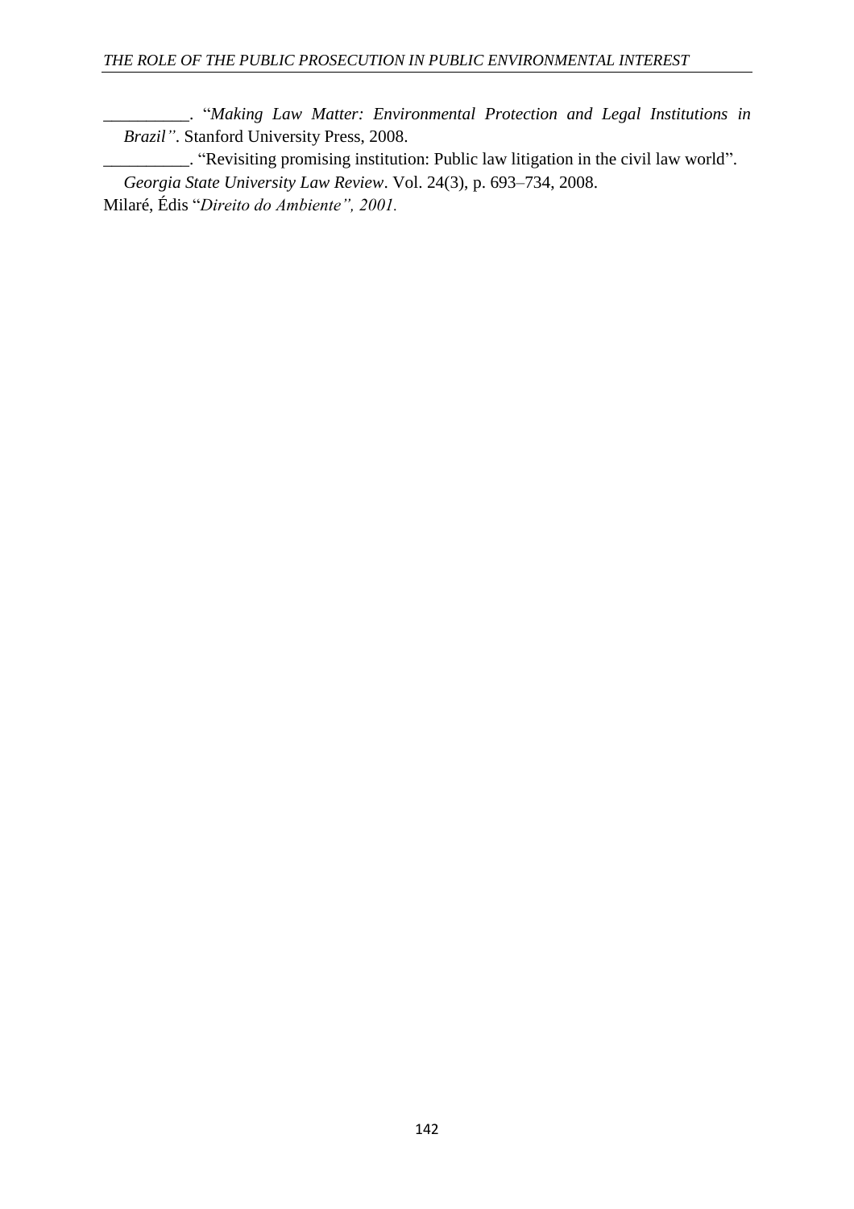__________. "*Making Law Matter: Environmental Protection and Legal Institutions in Brazil"*. Stanford University Press, 2008.

__________. "Revisiting promising institution: Public law litigation in the civil law world". *Georgia State University Law Review*. Vol. 24(3), p. 693–734, 2008.

Milaré, Édis "*Direito do Ambiente", 2001.*